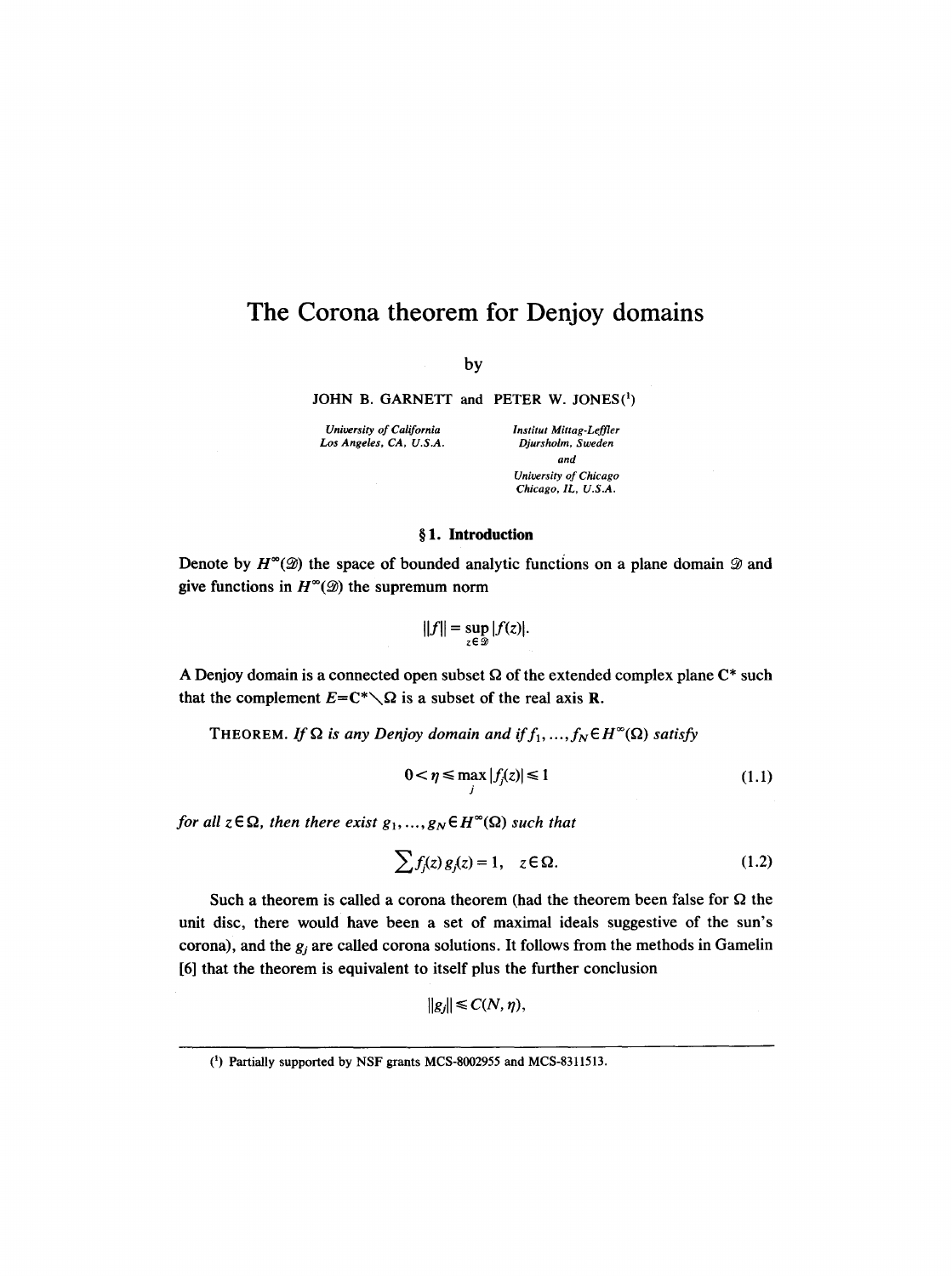# The Corona theorem for Denjoy domains

by

JOHN B. GARNETT and PETER W. JONES[1]

*University of California*
*Los Angeles, CA, U.S.A.*

*Institut Mittag-Leffler*
*Djursholm, Sweden*
*and*
*University of Chicago*
*Chicago, IL, U.S.A.*

## § 1. Introduction

Denote by $H^\infty(\mathcal{D})$ the space of bounded analytic functions on a plane domain $\mathcal{D}$ and give functions in $H^\infty(\mathcal{D})$ the supremum norm

$$\|f\| = \sup_{z \in \mathcal{D}} |f(z)|.$$

A Denjoy domain is a connected open subset $\Omega$ of the extended complex plane $\mathbf{C}^*$ such that the complement $E = \mathbf{C}^* \setminus \Omega$ is a subset of the real axis $\mathbf{R}$.

THEOREM. *If $\Omega$ is any Denjoy domain and if $f_1, \ldots, f_N \in H^\infty(\Omega)$ satisfy*

$$0 < \eta \leq \max_j |f_j(z)| \leq 1 \tag{1.1}$$

*for all $z \in \Omega$, then there exist $g_1, \ldots, g_N \in H^\infty(\Omega)$ such that*

$$\sum f_j(z)\, g_j(z) = 1, \quad z \in \Omega. \tag{1.2}$$

Such a theorem is called a corona theorem (had the theorem been false for $\Omega$ the unit disc, there would have been a set of maximal ideals suggestive of the sun's corona), and the $g_j$ are called corona solutions. It follows from the methods in Gamelin [6] that the theorem is equivalent to itself plus the further conclusion

$$\|g_j\| \leq C(N, \eta),$$

---

[1] Partially supported by NSF grants MCS-8002955 and MCS-8311513.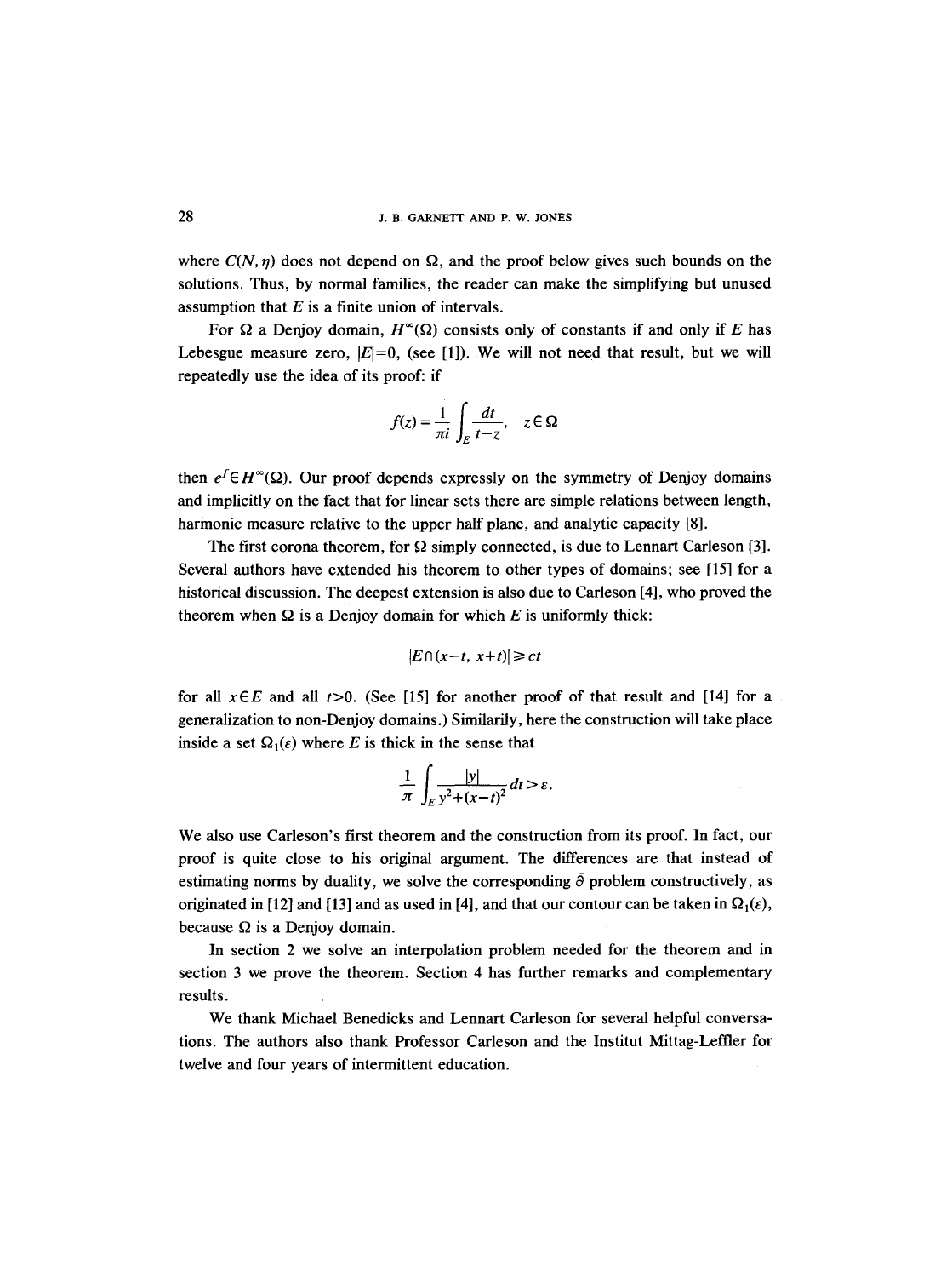where $C(N, \eta)$ does not depend on $\Omega$, and the proof below gives such bounds on the solutions. Thus, by normal families, the reader can make the simplifying but unused assumption that $E$ is a finite union of intervals.

For $\Omega$ a Denjoy domain, $H^\infty(\Omega)$ consists only of constants if and only if $E$ has Lebesgue measure zero, $|E|=0$, (see [1]). We will not need that result, but we will repeatedly use the idea of its proof: if

$$f(z) = \frac{1}{\pi i} \int_E \frac{dt}{t-z}, \quad z \in \Omega$$

then $e^f \in H^\infty(\Omega)$. Our proof depends expressly on the symmetry of Denjoy domains and implicitly on the fact that for linear sets there are simple relations between length, harmonic measure relative to the upper half plane, and analytic capacity [8].

The first corona theorem, for $\Omega$ simply connected, is due to Lennart Carleson [3]. Several authors have extended his theorem to other types of domains; see [15] for a historical discussion. The deepest extension is also due to Carleson [4], who proved the theorem when $\Omega$ is a Denjoy domain for which $E$ is uniformly thick:

$$|E \cap (x-t, x+t)| \geq ct$$

for all $x \in E$ and all $t>0$. (See [15] for another proof of that result and [14] for a generalization to non-Denjoy domains.) Similarily, here the construction will take place inside a set $\Omega_1(\varepsilon)$ where $E$ is thick in the sense that

$$\frac{1}{\pi} \int_E \frac{|y|}{y^2+(x-t)^2}\, dt > \varepsilon.$$

We also use Carleson's first theorem and the construction from its proof. In fact, our proof is quite close to his original argument. The differences are that instead of estimating norms by duality, we solve the corresponding $\bar\partial$ problem constructively, as originated in [12] and [13] and as used in [4], and that our contour can be taken in $\Omega_1(\varepsilon)$, because $\Omega$ is a Denjoy domain.

In section 2 we solve an interpolation problem needed for the theorem and in section 3 we prove the theorem. Section 4 has further remarks and complementary results.

We thank Michael Benedicks and Lennart Carleson for several helpful conversations. The authors also thank Professor Carleson and the Institut Mittag-Leffler for twelve and four years of intermittent education.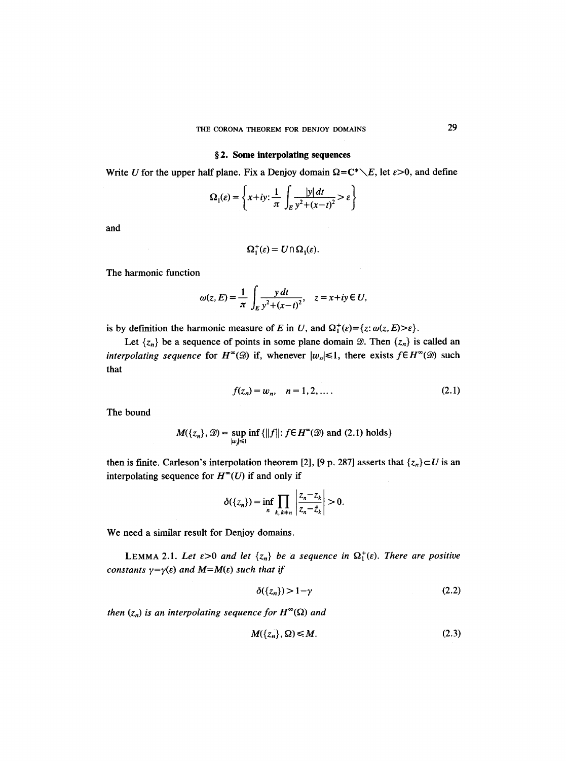## § 2. Some interpolating sequences

Write $U$ for the upper half plane. Fix a Denjoy domain $\Omega=\mathbf{C}^*\setminus E$, let $\varepsilon>0$, and define

$$\Omega_1(\varepsilon)=\left\{x+iy\colon \frac{1}{\pi}\int_E \frac{|y|\,dt}{y^2+(x-t)^2}>\varepsilon\right\}$$

and

$$\Omega_1^+(\varepsilon)=U\cap\Omega_1(\varepsilon).$$

The harmonic function

$$\omega(z,E)=\frac{1}{\pi}\int_E \frac{y\,dt}{y^2+(x-t)^2},\quad z=x+iy\in U,$$

is by definition the harmonic measure of $E$ in $U$, and $\Omega_1^+(\varepsilon)=\{z\colon \omega(z,E)>\varepsilon\}$.

Let $\{z_n\}$ be a sequence of points in some plane domain $\mathscr{D}$. Then $\{z_n\}$ is called an *interpolating sequence* for $H^\infty(\mathscr{D})$ if, whenever $|w_n|\leqslant 1$, there exists $f\in H^\infty(\mathscr{D})$ such that

$$f(z_n)=w_n,\quad n=1,2,\ldots. \tag{2.1}$$

The bound

$$M(\{z_n\},\mathscr{D})=\sup_{|w_j|\leqslant 1}\inf\{\|f\|\colon f\in H^\infty(\mathscr{D}) \text{ and (2.1) holds}\}$$

then is finite. Carleson's interpolation theorem [2], [9 p. 287] asserts that $\{z_n\}\subset U$ is an interpolating sequence for $H^\infty(U)$ if and only if

$$\delta(\{z_n\})=\inf_n \prod_{k,k\neq n}\left|\frac{z_n-z_k}{z_n-\bar{z}_k}\right|>0.$$

We need a similar result for Denjoy domains.

LEMMA 2.1. *Let $\varepsilon>0$ and let $\{z_n\}$ be a sequence in $\Omega_1^+(\varepsilon)$. There are positive constants $\gamma=\gamma(\varepsilon)$ and $M=M(\varepsilon)$ such that if*

$$\delta(\{z_n\})>1-\gamma \tag{2.2}$$

*then $(z_n)$ is an interpolating sequence for $H^\infty(\Omega)$ and*

$$M(\{z_n\},\Omega)\leqslant M. \tag{2.3}$$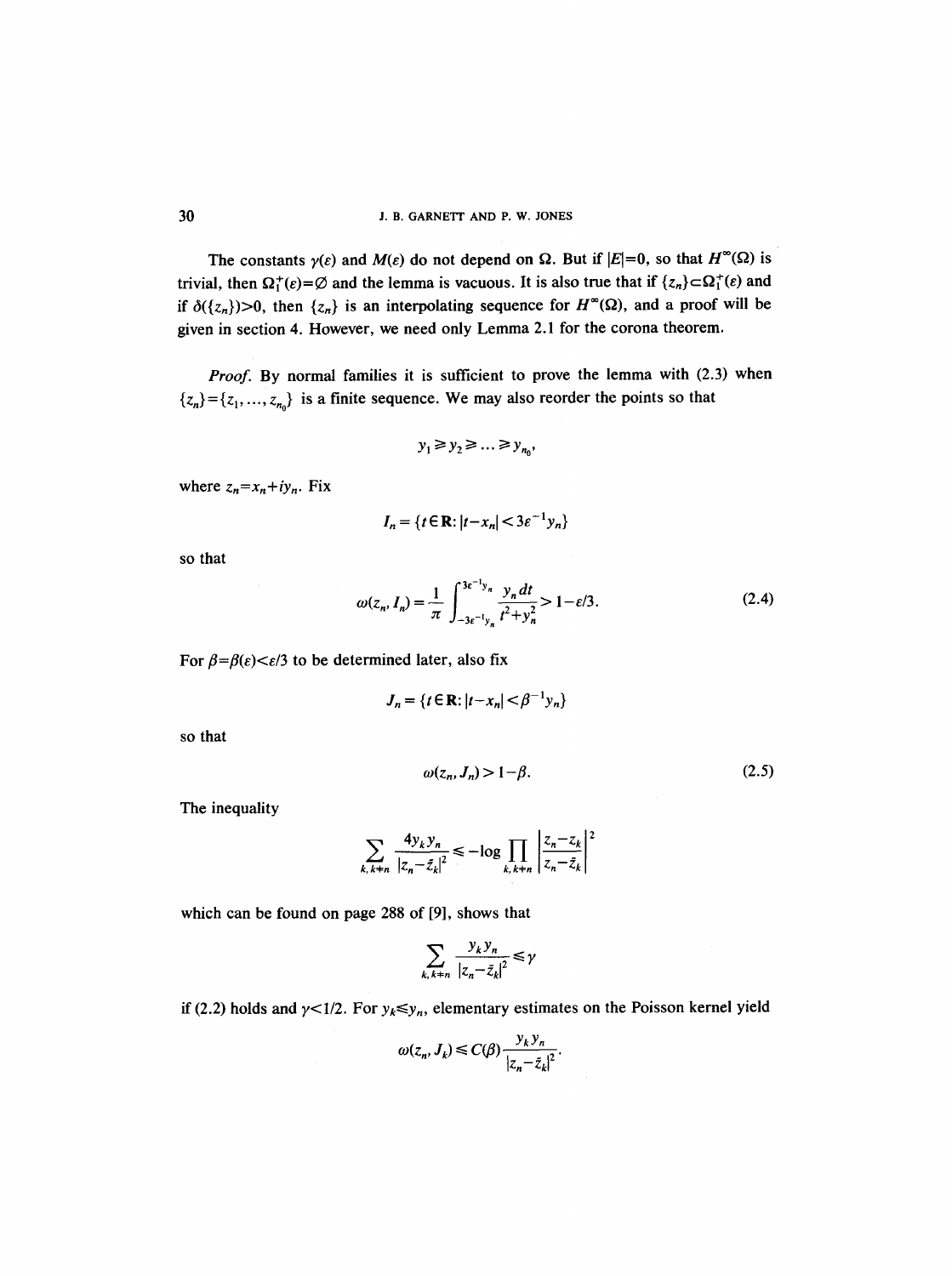The constants $\gamma(\varepsilon)$ and $M(\varepsilon)$ do not depend on $\Omega$. But if $|E|=0$, so that $H^\infty(\Omega)$ is trivial, then $\Omega_1^+(\varepsilon)=\emptyset$ and the lemma is vacuous. It is also true that if $\{z_n\}\subset\Omega_1^+(\varepsilon)$ and if $\delta(\{z_n\})>0$, then $\{z_n\}$ is an interpolating sequence for $H^\infty(\Omega)$, and a proof will be given in section 4. However, we need only Lemma 2.1 for the corona theorem.

*Proof.* By normal families it is sufficient to prove the lemma with (2.3) when $\{z_n\}=\{z_1, \ldots, z_{n_0}\}$ is a finite sequence. We may also reorder the points so that

$$y_1 \geq y_2 \geq \ldots \geq y_{n_0},$$

where $z_n = x_n + iy_n$. Fix

$$I_n = \{t \in \mathbf{R} : |t - x_n| < 3\varepsilon^{-1} y_n\}$$

so that

$$\omega(z_n, I_n) = \frac{1}{\pi} \int_{-3\varepsilon^{-1}y_n}^{3\varepsilon^{-1}y_n} \frac{y_n\, dt}{t^2 + y_n^2} > 1 - \varepsilon/3. \tag{2.4}$$

For $\beta = \beta(\varepsilon) < \varepsilon/3$ to be determined later, also fix

$$J_n = \{t \in \mathbf{R} : |t - x_n| < \beta^{-1} y_n\}$$

so that

$$\omega(z_n, J_n) > 1 - \beta. \tag{2.5}$$

The inequality

$$\sum_{k, k \neq n} \frac{4 y_k y_n}{|z_n - \bar{z}_k|^2} \leq -\log \prod_{k, k \neq n} \left| \frac{z_n - z_k}{z_n - \bar{z}_k} \right|^2$$

which can be found on page 288 of [9], shows that

$$\sum_{k, k \neq n} \frac{y_k y_n}{|z_n - \bar{z}_k|^2} \leq \gamma$$

if (2.2) holds and $\gamma < 1/2$. For $y_k \leq y_n$, elementary estimates on the Poisson kernel yield

$$\omega(z_n, J_k) \leq C(\beta) \frac{y_k y_n}{|z_n - \bar{z}_k|^2}.$$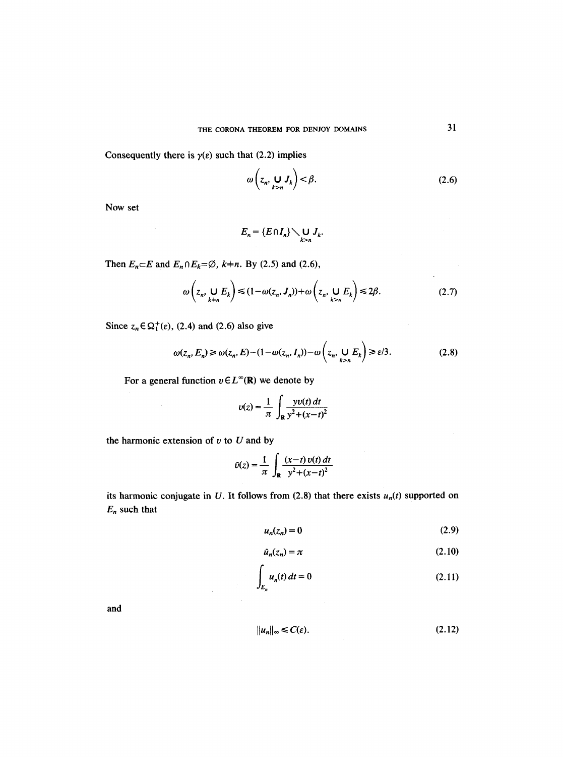Consequently there is $\gamma(\varepsilon)$ such that (2.2) implies

$$\omega\left(z_n, \bigcup_{k>n} J_k\right) < \beta. \tag{2.6}$$

Now set

$$E_n = \{E \cap I_n\} \setminus \bigcup_{k>n} J_k.$$

Then $E_n \subset E$ and $E_n \cap E_k = \emptyset$, $k \neq n$. By (2.5) and (2.6),

$$\omega\left(z_n, \bigcup_{k \neq n} E_k\right) \leqslant (1-\omega(z_n, J_n)) + \omega\left(z_n, \bigcup_{k>n} E_k\right) \leqslant 2\beta. \tag{2.7}$$

Since $z_n \in \Omega_1^+(\varepsilon)$, (2.4) and (2.6) also give

$$\omega(z_n, E_n) \geqslant \omega(z_n, E) - (1-\omega(z_n, I_n)) - \omega\left(z_n, \bigcup_{k>n} E_k\right) \geqslant \varepsilon/3. \tag{2.8}$$

For a general function $v \in L^\infty(\mathbf{R})$ we denote by

$$v(z) = \frac{1}{\pi} \int_{\mathbf{R}} \frac{y v(t)\, dt}{y^2 + (x-t)^2}$$

the harmonic extension of $v$ to $U$ and by

$$\tilde{v}(z) = \frac{1}{\pi} \int_{\mathbf{R}} \frac{(x-t)\, v(t)\, dt}{y^2 + (x-t)^2}$$

its harmonic conjugate in $U$. It follows from (2.8) that there exists $u_n(t)$ supported on $E_n$ such that

$$u_n(z_n) = 0 \tag{2.9}$$

$$\tilde{u}_n(z_n) = \pi \tag{2.10}$$

$$\int_{E_n} u_n(t)\, dt = 0 \tag{2.11}$$

and

$$\|u_n\|_\infty \leqslant C(\varepsilon). \tag{2.12}$$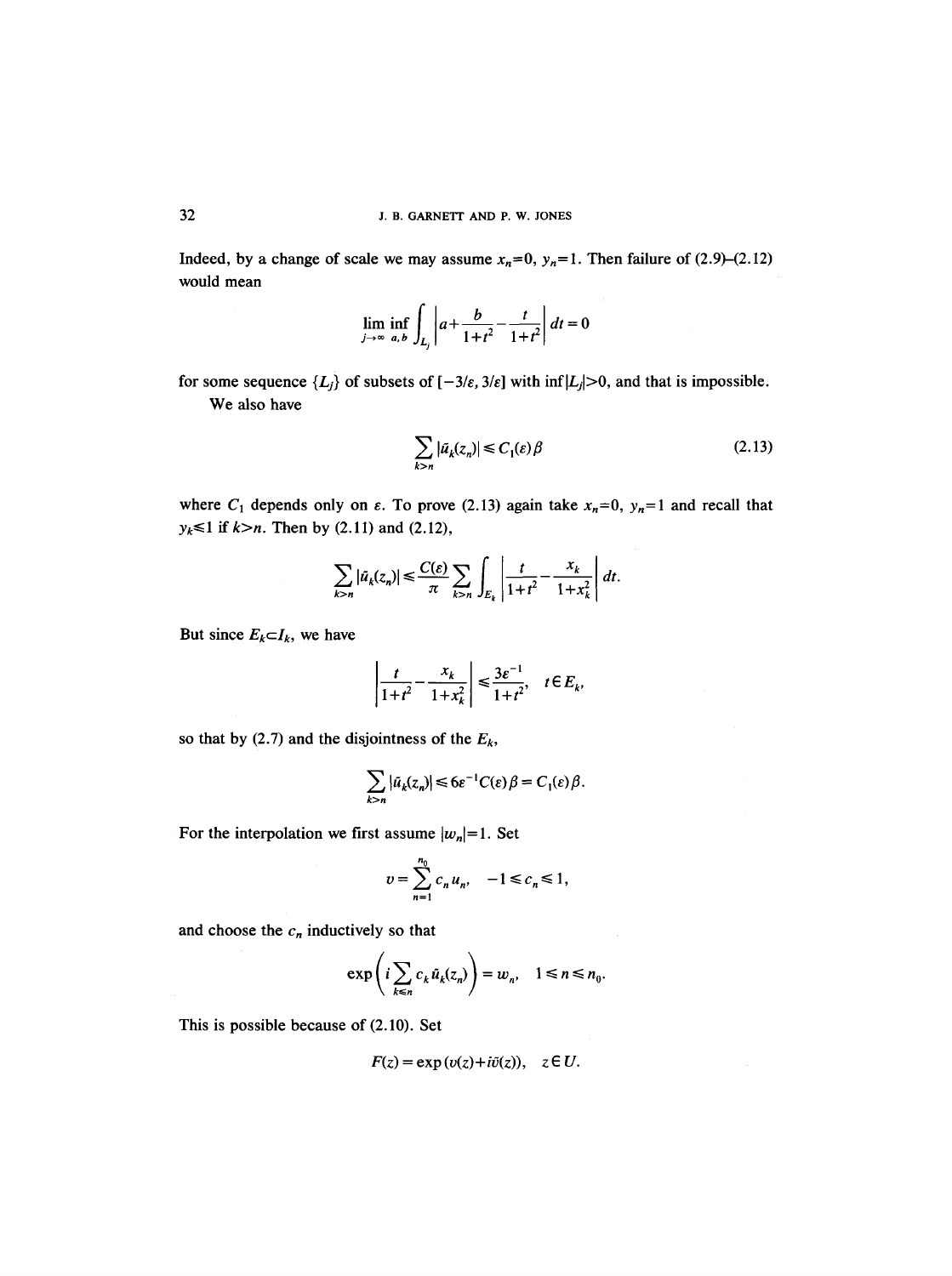Indeed, by a change of scale we may assume $x_n=0$, $y_n=1$. Then failure of (2.9)–(2.12) would mean

$$\liminf_{j\to\infty} \inf_{a,b} \int_{L_j} \left| a+\frac{b}{1+t^2}-\frac{t}{1+t^2}\right| dt = 0$$

for some sequence $\{L_j\}$ of subsets of $[-3/\varepsilon, 3/\varepsilon]$ with $\inf|L_j|>0$, and that is impossible.

We also have

$$\sum_{k>n} |\tilde{u}_k(z_n)| \leq C_1(\varepsilon)\beta \tag{2.13}$$

where $C_1$ depends only on $\varepsilon$. To prove (2.13) again take $x_n=0$, $y_n=1$ and recall that $y_k\leq 1$ if $k>n$. Then by (2.11) and (2.12),

$$\sum_{k>n} |\tilde{u}_k(z_n)| \leq \frac{C(\varepsilon)}{\pi} \sum_{k>n} \int_{E_k} \left| \frac{t}{1+t^2}-\frac{x_k}{1+x_k^2}\right| dt.$$

But since $E_k \subset I_k$, we have

$$\left| \frac{t}{1+t^2}-\frac{x_k}{1+x_k^2}\right| \leq \frac{3\varepsilon^{-1}}{1+t^2}, \quad t\in E_k,$$

so that by (2.7) and the disjointness of the $E_k$,

$$\sum_{k>n} |\tilde{u}_k(z_n)| \leq 6\varepsilon^{-1}C(\varepsilon)\beta = C_1(\varepsilon)\beta.$$

For the interpolation we first assume $|w_n|=1$. Set

$$v=\sum_{n=1}^{n_0} c_n u_n, \quad -1\leq c_n \leq 1,$$

and choose the $c_n$ inductively so that

$$\exp\left( i\sum_{k\leq n} c_k \tilde{u}_k(z_n)\right) = w_n, \quad 1\leq n\leq n_0.$$

This is possible because of (2.10). Set

$$F(z)=\exp\,(v(z)+i\tilde{v}(z)), \quad z\in U.$$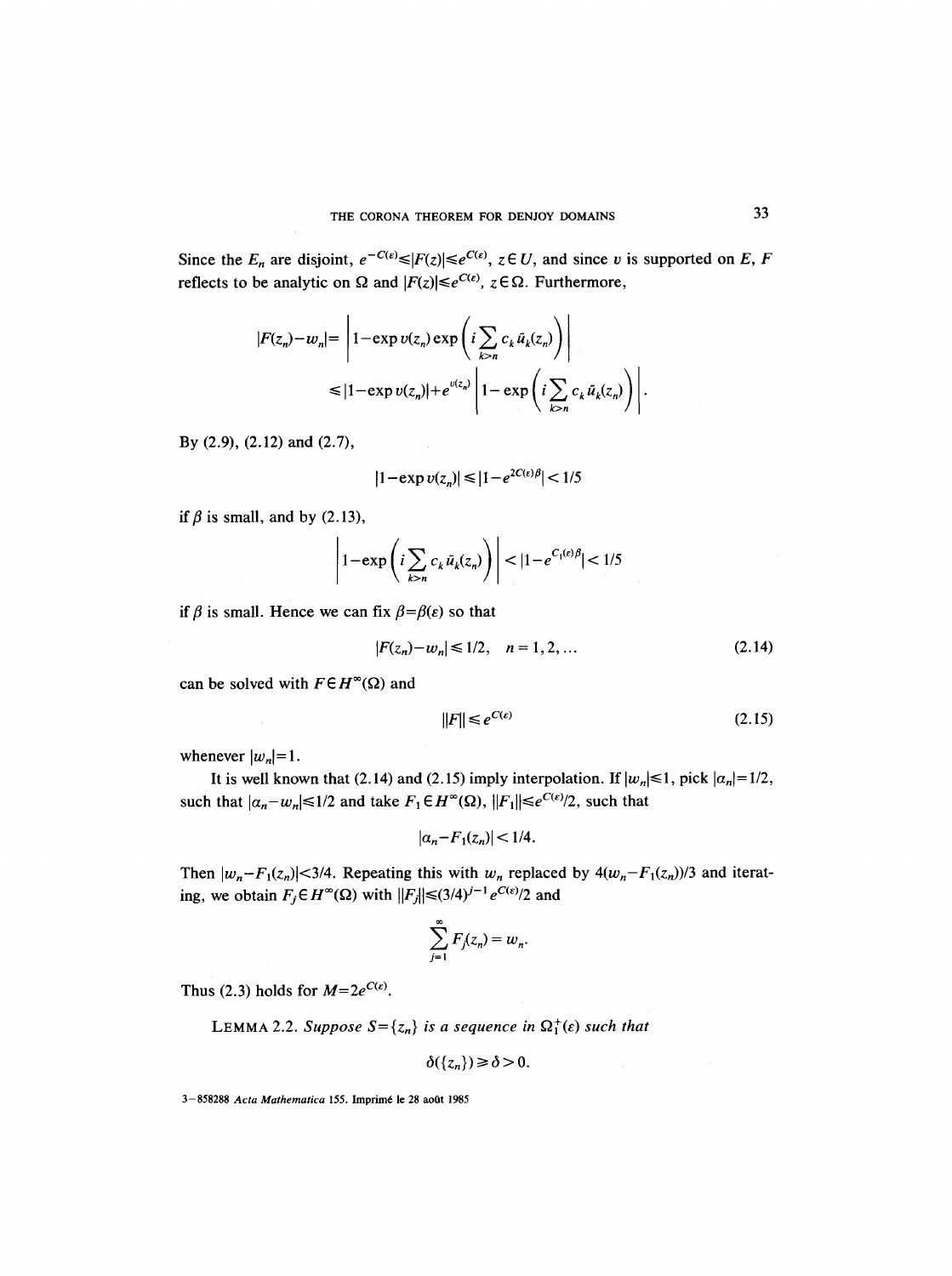Since the $E_n$ are disjoint, $e^{-C(\varepsilon)} \leq |F(z)| \leq e^{C(\varepsilon)}$, $z \in U$, and since $v$ is supported on $E$, $F$ reflects to be analytic on $\Omega$ and $|F(z)| \leq e^{C(\varepsilon)}$, $z \in \Omega$. Furthermore,

$$
\begin{aligned}
|F(z_n)-w_n| &= \left|1-\exp v(z_n)\exp\left(i\sum_{k>n} c_k \tilde{u}_k(z_n)\right)\right| \\
&\leq |1-\exp v(z_n)| + e^{v(z_n)}\left|1-\exp\left(i\sum_{k>n} c_k \tilde{u}_k(z_n)\right)\right|.
\end{aligned}
$$

By (2.9), (2.12) and (2.7),

$$
|1-\exp v(z_n)| \leq |1-e^{2C(\varepsilon)\beta}| < 1/5
$$

if $\beta$ is small, and by (2.13),

$$
\left|1-\exp\left(i\sum_{k>n} c_k \tilde{u}_k(z_n)\right)\right| < |1-e^{C_1(\varepsilon)\beta}| < 1/5
$$

if $\beta$ is small. Hence we can fix $\beta=\beta(\varepsilon)$ so that

$$
|F(z_n)-w_n| \leq 1/2, \quad n = 1, 2, \ldots \tag{2.14}
$$

can be solved with $F \in H^\infty(\Omega)$ and

$$
\|F\| \leq e^{C(\varepsilon)} \tag{2.15}
$$

whenever $|w_n|=1$.

It is well known that (2.14) and (2.15) imply interpolation. If $|w_n| \leq 1$, pick $|a_n|=1/2$, such that $|a_n-w_n| \leq 1/2$ and take $F_1 \in H^\infty(\Omega)$, $\|F_1\| \leq e^{C(\varepsilon)}/2$, such that

$$
|a_n - F_1(z_n)| < 1/4.
$$

Then $|w_n - F_1(z_n)| < 3/4$. Repeating this with $w_n$ replaced by $4(w_n-F_1(z_n))/3$ and iterating, we obtain $F_j \in H^\infty(\Omega)$ with $\|F_j\| \leq (3/4)^{j-1} e^{C(\varepsilon)}/2$ and

$$
\sum_{j=1}^{\infty} F_j(z_n) = w_n.
$$

Thus (2.3) holds for $M=2e^{C(\varepsilon)}$.

LEMMA 2.2. *Suppose $S=\{z_n\}$ is a sequence in $\Omega_1^+(\varepsilon)$ such that*

$$
\delta(\{z_n\}) \geq \delta > 0.
$$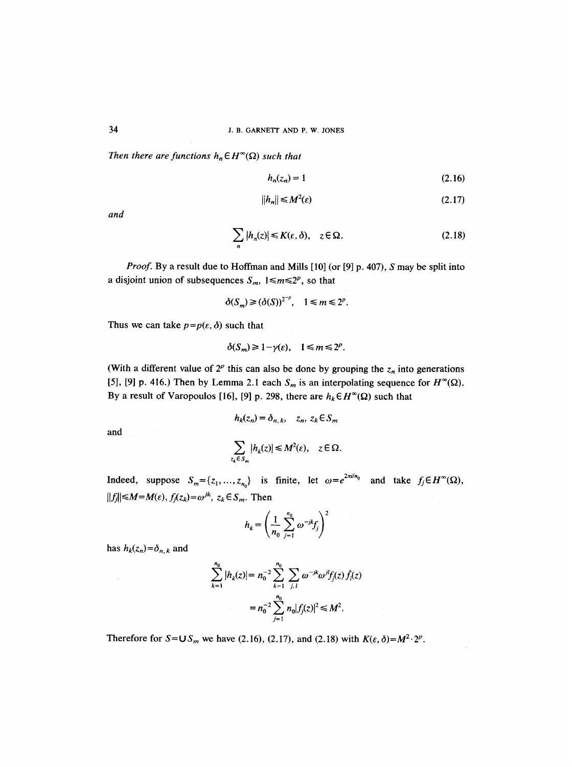*Then there are functions $h_n \in H^\infty(\Omega)$ such that*

$$h_n(z_n) = 1 \tag{2.16}$$

$$\|h_n\| \leq M^2(\varepsilon) \tag{2.17}$$

*and*

$$\sum_n |h_n(z)| \leq K(\varepsilon, \delta), \quad z \in \Omega. \tag{2.18}$$

*Proof.* By a result due to Hoffman and Mills [10] (or [9] p. 407), $S$ may be split into a disjoint union of subsequences $S_m$, $1 \leq m \leq 2^p$, so that

$$\delta(S_m) \geq (\delta(S))^{2^{-p}}, \quad 1 \leq m \leq 2^p.$$

Thus we can take $p = p(\varepsilon, \delta)$ such that

$$\delta(S_m) \geq 1 - \gamma(\varepsilon), \quad 1 \leq m \leq 2^p.$$

(With a different value of $2^p$ this can also be done by grouping the $z_n$ into generations [5], [9] p. 416.) Then by Lemma 2.1 each $S_m$ is an interpolating sequence for $H^\infty(\Omega)$. By a result of Varopoulos [16], [9] p. 298, there are $h_k \in H^\infty(\Omega)$ such that

$$h_k(z_n) = \delta_{n,k}, \quad z_n, z_k \in S_m$$

and

$$\sum_{z_k \in S_m} |h_k(z)| \leq M^2(\varepsilon), \quad z \in \Omega.$$

Indeed, suppose $S_m = \{z_1, \dots, z_{n_0}\}$ is finite, let $\omega = e^{2\pi i/n_0}$ and take $f_j \in H^\infty(\Omega)$, $\|f_j\| \leq M = M(\varepsilon)$, $f_j(z_k) = \omega^{jk}$, $z_k \in S_m$. Then

$$h_k = \left( \frac{1}{n_0} \sum_{j=1}^{n_0} \omega^{-jk} f_j \right)^2$$

has $h_k(z_n) = \delta_{n,k}$ and

$$\begin{aligned}
\sum_{k=1}^{n_0} |h_k(z)| &= n_0^{-2} \sum_{k=1}^{n_0} \sum_{j,l} \omega^{-jk} \omega^{jl} f_j(z) \bar{f}_l(z) \\
&= n_0^{-2} \sum_{j=1}^{n_0} n_0 |f_j(z)|^2 \leq M^2.
\end{aligned}$$

Therefore for $S = \bigcup S_m$ we have (2.16), (2.17), and (2.18) with $K(\varepsilon, \delta) = M^2 \cdot 2^p$.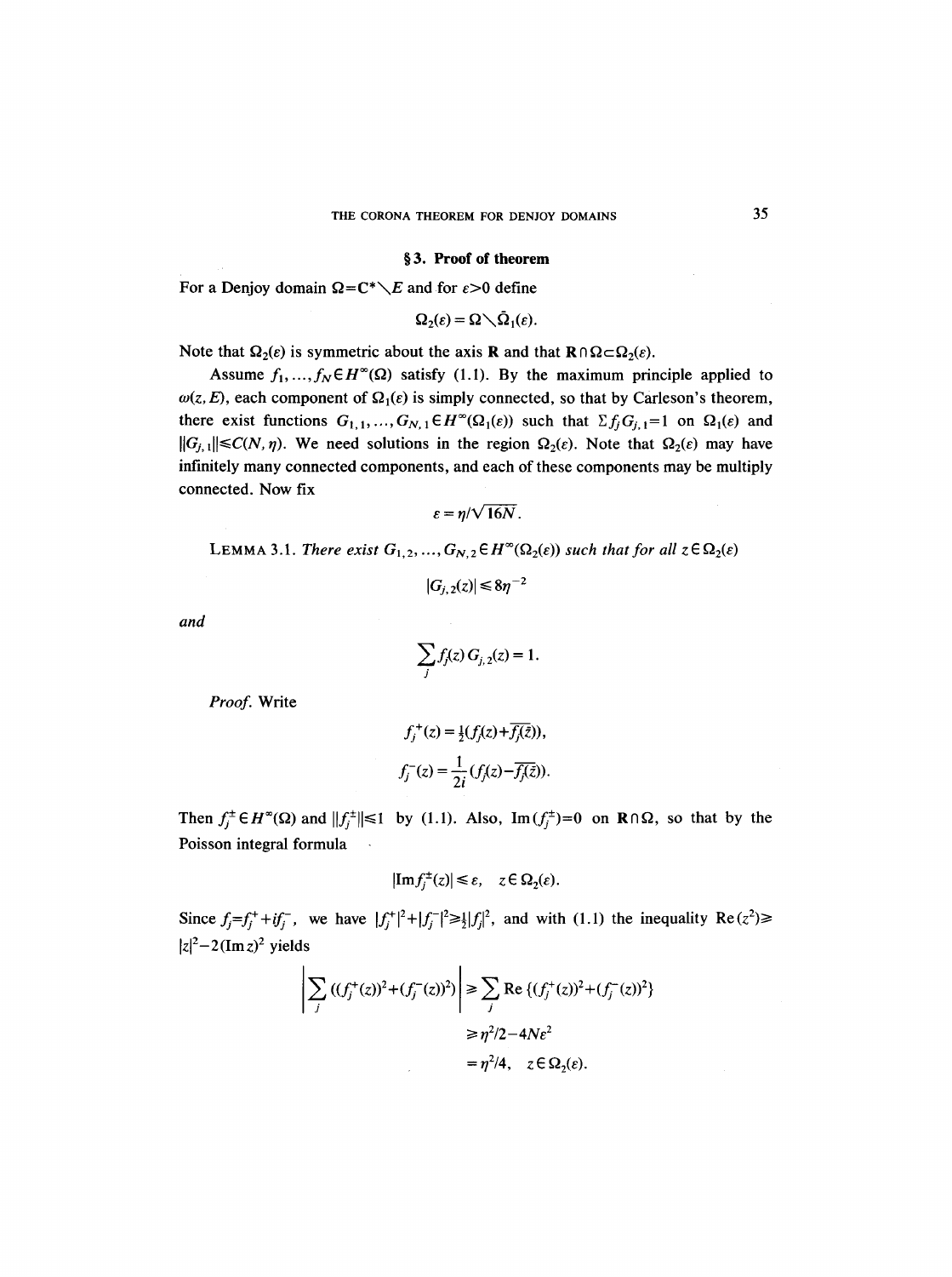## § 3. Proof of theorem

For a Denjoy domain $\Omega=\mathbf{C}^*\setminus E$ and for $\varepsilon>0$ define

$$\Omega_2(\varepsilon)=\Omega\setminus\bar{\Omega}_1(\varepsilon).$$

Note that $\Omega_2(\varepsilon)$ is symmetric about the axis $\mathbf{R}$ and that $\mathbf{R}\cap\Omega\subset\Omega_2(\varepsilon)$.

Assume $f_1,\dots,f_N\in H^\infty(\Omega)$ satisfy (1.1). By the maximum principle applied to $\omega(z,E)$, each component of $\Omega_1(\varepsilon)$ is simply connected, so that by Carleson's theorem, there exist functions $G_{1,1},\dots,G_{N,1}\in H^\infty(\Omega_1(\varepsilon))$ such that $\Sigma f_j G_{j,1}=1$ on $\Omega_1(\varepsilon)$ and $\|G_{j,1}\|\le C(N,\eta)$. We need solutions in the region $\Omega_2(\varepsilon)$. Note that $\Omega_2(\varepsilon)$ may have infinitely many connected components, and each of these components may be multiply connected. Now fix

$$\varepsilon=\eta/\sqrt{16N}.$$

LEMMA 3.1. *There exist $G_{1,2},\dots,G_{N,2}\in H^\infty(\Omega_2(\varepsilon))$ such that for all $z\in\Omega_2(\varepsilon)$*

$$|G_{j,2}(z)|\le 8\eta^{-2}$$

*and*

$$\sum_j f_j(z)\,G_{j,2}(z)=1.$$

*Proof.* Write

$$f_j^+(z)=\tfrac{1}{2}(f_j(z)+\overline{f_j(\bar z)}),$$

$$f_j^-(z)=\frac{1}{2i}(f_j(z)-\overline{f_j(\bar z)}).$$

Then $f_j^\pm\in H^\infty(\Omega)$ and $\|f_j^\pm\|\le 1$ by (1.1). Also, $\operatorname{Im}(f_j^\pm)=0$ on $\mathbf{R}\cap\Omega$, so that by the Poisson integral formula

$$|\operatorname{Im} f_j^\pm(z)|\le\varepsilon,\quad z\in\Omega_2(\varepsilon).$$

Since $f_j=f_j^++if_j^-$, we have $|f_j^+|^2+|f_j^-|^2\ge\frac{1}{2}|f_j|^2$, and with (1.1) the inequality $\operatorname{Re}(z^2)\ge |z|^2-2(\operatorname{Im} z)^2$ yields

$$\begin{aligned}\left|\sum_j((f_j^+(z))^2+(f_j^-(z))^2)\right|&\ge\sum_j\operatorname{Re}\{(f_j^+(z))^2+(f_j^-(z))^2\}\\&\ge\eta^2/2-4N\varepsilon^2\\&=\eta^2/4,\quad z\in\Omega_2(\varepsilon).\end{aligned}$$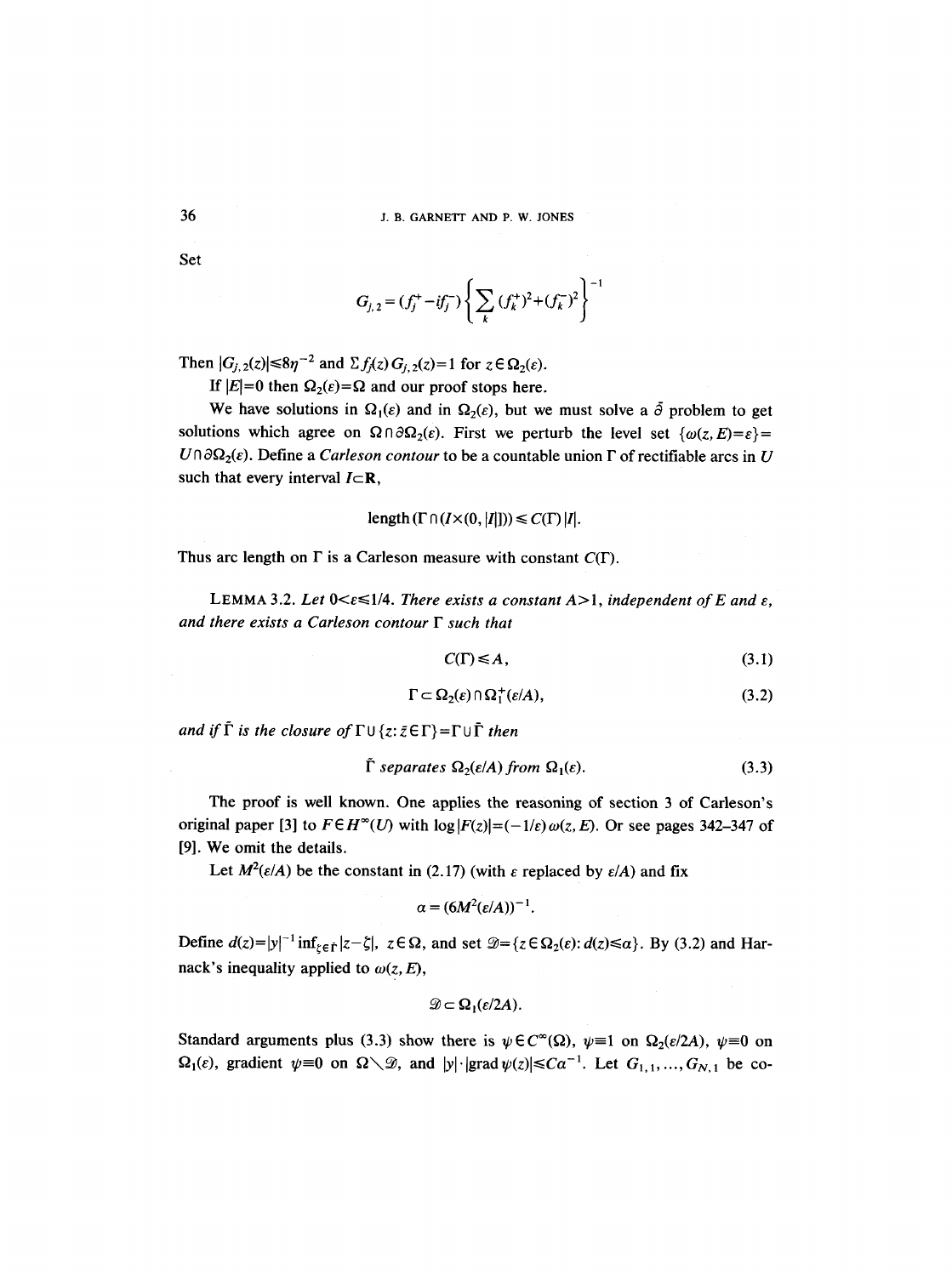Set

$$G_{j,2} = (f_j^+ - i f_j^-) \left\{ \sum_k (f_k^+)^2 + (f_k^-)^2 \right\}^{-1}$$

Then $|G_{j,2}(z)| \leq 8\eta^{-2}$ and $\Sigma f_j(z) G_{j,2}(z) = 1$ for $z \in \Omega_2(\varepsilon)$.

If $|E|=0$ then $\Omega_2(\varepsilon)=\Omega$ and our proof stops here.

We have solutions in $\Omega_1(\varepsilon)$ and in $\Omega_2(\varepsilon)$, but we must solve a $\bar{\partial}$ problem to get solutions which agree on $\Omega \cap \partial\Omega_2(\varepsilon)$. First we perturb the level set $\{\omega(z, E)=\varepsilon\} = U \cap \partial\Omega_2(\varepsilon)$. Define a *Carleson contour* to be a countable union $\Gamma$ of rectifiable arcs in $U$ such that every interval $I \subset \mathbf{R}$,

$$\text{length}(\Gamma \cap (I \times (0, |I|])) \leq C(\Gamma)\,|I|.$$

Thus arc length on $\Gamma$ is a Carleson measure with constant $C(\Gamma)$.

LEMMA 3.2. *Let $0<\varepsilon\leq 1/4$. There exists a constant $A>1$, independent of $E$ and $\varepsilon$, and there exists a Carleson contour $\Gamma$ such that*

$$C(\Gamma) \leq A, \tag{3.1}$$

$$\Gamma \subset \Omega_2(\varepsilon) \cap \Omega_1^+(\varepsilon/A), \tag{3.2}$$

*and if $\tilde{\Gamma}$ is the closure of $\Gamma \cup \{z : \bar{z} \in \Gamma\} = \Gamma \cup \bar{\Gamma}$ then*

$$\tilde{\Gamma} \text{ separates } \Omega_2(\varepsilon/A) \text{ from } \Omega_1(\varepsilon). \tag{3.3}$$

The proof is well known. One applies the reasoning of section 3 of Carleson's original paper [3] to $F \in H^\infty(U)$ with $\log|F(z)| = (-1/\varepsilon)\,\omega(z, E)$. Or see pages 342–347 of [9]. We omit the details.

Let $M^2(\varepsilon/A)$ be the constant in (2.17) (with $\varepsilon$ replaced by $\varepsilon/A$) and fix

$$\alpha = (6M^2(\varepsilon/A))^{-1}.$$

Define $d(z) = |y|^{-1} \inf_{\zeta \in \tilde{\Gamma}} |z-\zeta|$, $z \in \Omega$, and set $\mathcal{D} = \{z \in \Omega_2(\varepsilon) : d(z) \leq \alpha\}$. By (3.2) and Harnack's inequality applied to $\omega(z, E)$,

$$\mathcal{D} \subset \Omega_1(\varepsilon/2A).$$

Standard arguments plus (3.3) show there is $\psi \in C^\infty(\Omega)$, $\psi \equiv 1$ on $\Omega_2(\varepsilon/2A)$, $\psi \equiv 0$ on $\Omega_1(\varepsilon)$, gradient $\psi \equiv 0$ on $\Omega \setminus \mathcal{D}$, and $|y| \cdot |\text{grad}\,\psi(z)| \leq C\alpha^{-1}$. Let $G_{1,1}, \ldots, G_{N,1}$ be co-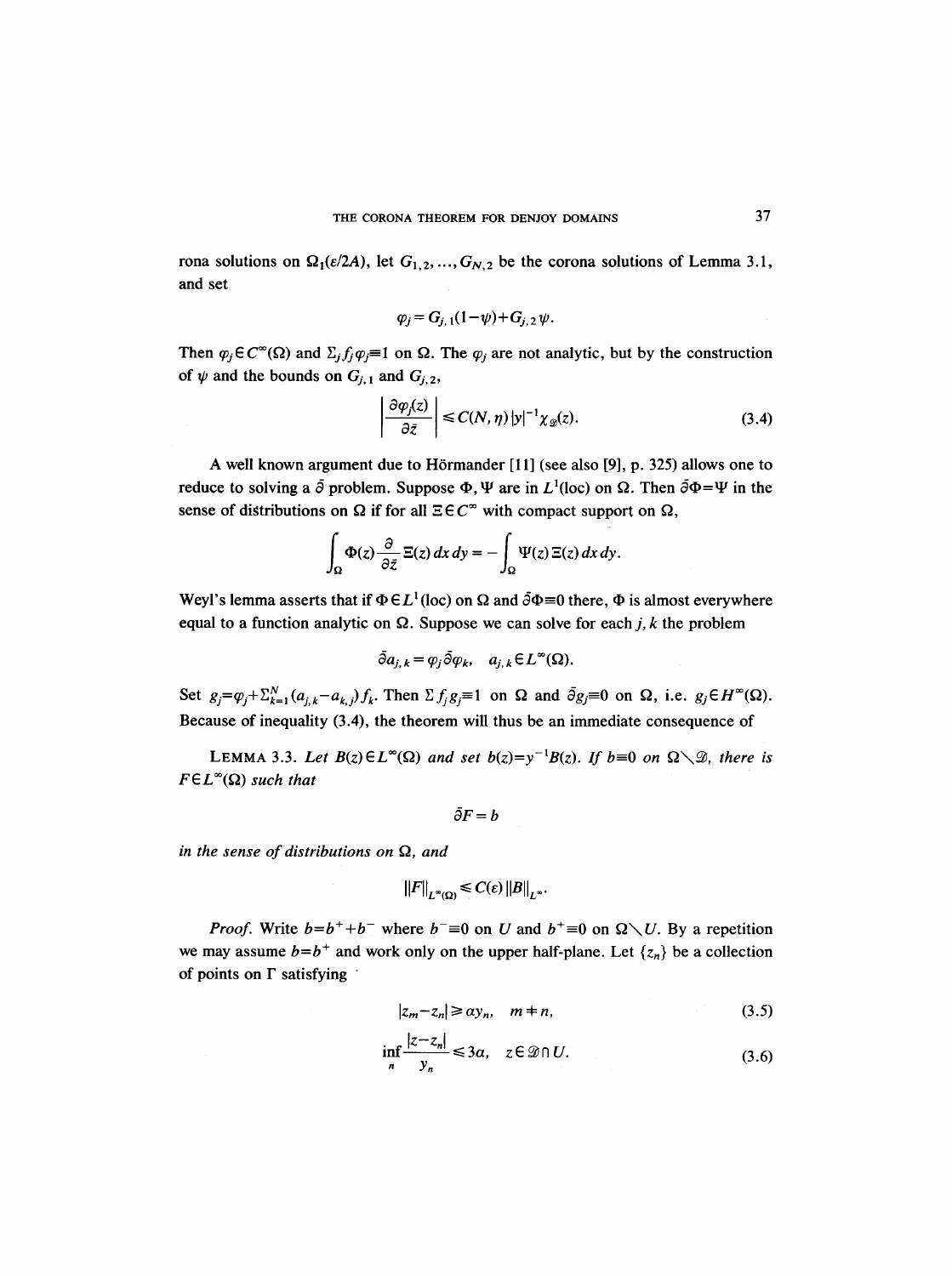rona solutions on $\Omega_1(\varepsilon/2A)$, let $G_{1,2}, \ldots, G_{N,2}$ be the corona solutions of Lemma 3.1, and set

$$\varphi_j = G_{j,1}(1-\psi) + G_{j,2}\psi.$$

Then $\varphi_j \in C^\infty(\Omega)$ and $\Sigma_j f_j \varphi_j \equiv 1$ on $\Omega$. The $\varphi_j$ are not analytic, but by the construction of $\psi$ and the bounds on $G_{j,1}$ and $G_{j,2}$,

$$\left| \frac{\partial \varphi_j(z)}{\partial \bar{z}} \right| \leq C(N, \eta)\, |y|^{-1} \chi_{\mathscr{D}}(z). \tag{3.4}$$

A well known argument due to Hörmander [11] (see also [9], p. 325) allows one to reduce to solving a $\bar\partial$ problem. Suppose $\Phi, \Psi$ are in $L^1(\text{loc})$ on $\Omega$. Then $\bar\partial\Phi = \Psi$ in the sense of distributions on $\Omega$ if for all $\Xi \in C^\infty$ with compact support on $\Omega$,

$$\int_\Omega \Phi(z) \frac{\partial}{\partial \bar{z}} \Xi(z)\, dx\, dy = -\int_\Omega \Psi(z)\, \Xi(z)\, dx\, dy.$$

Weyl's lemma asserts that if $\Phi \in L^1(\text{loc})$ on $\Omega$ and $\bar\partial\Phi \equiv 0$ there, $\Phi$ is almost everywhere equal to a function analytic on $\Omega$. Suppose we can solve for each $j, k$ the problem

$$\bar\partial a_{j,k} = \varphi_j \bar\partial \varphi_k, \quad a_{j,k} \in L^\infty(\Omega).$$

Set $g_j = \varphi_j + \Sigma_{k=1}^N (a_{j,k} - a_{k,j}) f_k$. Then $\Sigma f_j g_j \equiv 1$ on $\Omega$ and $\bar\partial g_j \equiv 0$ on $\Omega$, i.e. $g_j \in H^\infty(\Omega)$. Because of inequality (3.4), the theorem will thus be an immediate consequence of

LEMMA 3.3. *Let $B(z) \in L^\infty(\Omega)$ and set $b(z) = y^{-1}B(z)$. If $b \equiv 0$ on $\Omega \setminus \mathscr{D}$, there is $F \in L^\infty(\Omega)$ such that*

$$\bar\partial F = b$$

*in the sense of distributions on $\Omega$, and*

$$\|F\|_{L^\infty(\Omega)} \leq C(\varepsilon)\, \|B\|_{L^\infty}.$$

*Proof.* Write $b = b^+ + b^-$ where $b^- \equiv 0$ on $U$ and $b^+ \equiv 0$ on $\Omega \setminus U$. By a repetition we may assume $b = b^+$ and work only on the upper half-plane. Let $\{z_n\}$ be a collection of points on $\Gamma$ satisfying

$$|z_m - z_n| \geq \alpha y_n, \quad m \neq n, \tag{3.5}$$

$$\inf_n \frac{|z - z_n|}{y_n} \leq 3\alpha, \quad z \in \mathscr{D} \cap U. \tag{3.6}$$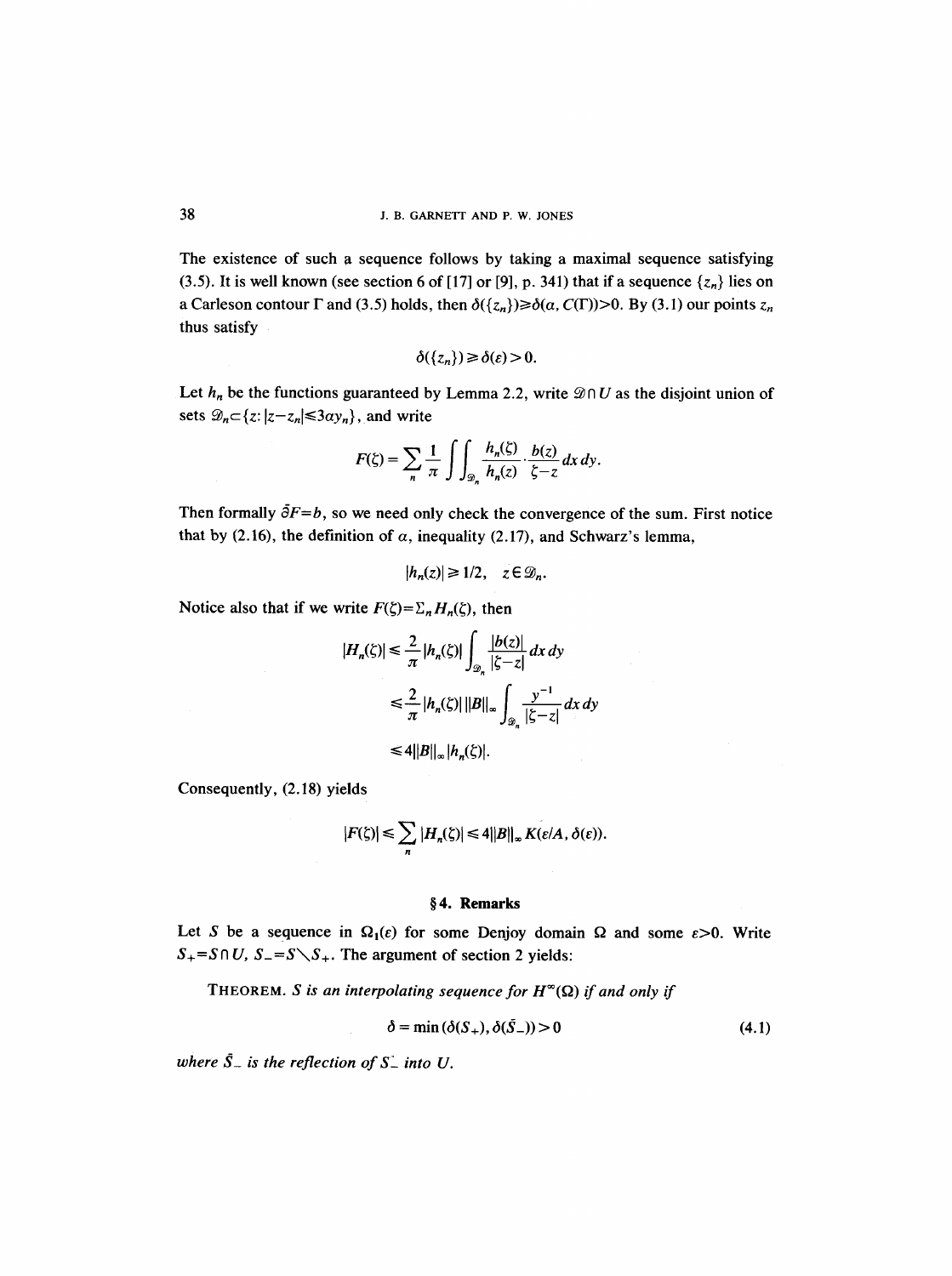The existence of such a sequence follows by taking a maximal sequence satisfying (3.5). It is well known (see section 6 of [17] or [9], p. 341) that if a sequence $\{z_n\}$ lies on a Carleson contour $\Gamma$ and (3.5) holds, then $\delta(\{z_n\})\geq\delta(\alpha, C(\Gamma))>0$. By (3.1) our points $z_n$ thus satisfy

$$\delta(\{z_n\})\geq\delta(\varepsilon)>0.$$

Let $h_n$ be the functions guaranteed by Lemma 2.2, write $\mathcal{D}\cap U$ as the disjoint union of sets $\mathcal{D}_n\subset\{z: |z-z_n|\leq 3\alpha y_n\}$, and write

$$F(\zeta)=\sum_n\frac{1}{\pi}\iint_{\mathcal{D}_n}\frac{h_n(\zeta)}{h_n(z)}\cdot\frac{b(z)}{\zeta-z}\,dx\,dy.$$

Then formally $\bar\partial F=b$, so we need only check the convergence of the sum. First notice that by (2.16), the definition of $\alpha$, inequality (2.17), and Schwarz's lemma,

$$|h_n(z)|\geq 1/2,\quad z\in\mathcal{D}_n.$$

Notice also that if we write $F(\zeta)=\Sigma_n H_n(\zeta)$, then

$$\begin{aligned}
|H_n(\zeta)| &\leq\frac{2}{\pi}|h_n(\zeta)|\int_{\mathcal{D}_n}\frac{|b(z)|}{|\zeta-z|}\,dx\,dy\\
&\leq\frac{2}{\pi}|h_n(\zeta)|\,\|B\|_\infty\int_{\mathcal{D}_n}\frac{y^{-1}}{|\zeta-z|}\,dx\,dy\\
&\leq 4\|B\|_\infty|h_n(\zeta)|.
\end{aligned}$$

Consequently, (2.18) yields

$$|F(\zeta)|\leq\sum_n|H_n(\zeta)|\leq 4\|B\|_\infty K(\varepsilon/A, \delta(\varepsilon)).$$

## §4. Remarks

Let $S$ be a sequence in $\Omega_1(\varepsilon)$ for some Denjoy domain $\Omega$ and some $\varepsilon>0$. Write $S_+=S\cap U$, $S_-=S\setminus S_+$. The argument of section 2 yields:

THEOREM. *$S$ is an interpolating sequence for $H^\infty(\Omega)$ if and only if*

$$\delta=\min(\delta(S_+), \delta(\bar S_-))>0 \tag{4.1}$$

*where $\bar S_-$ is the reflection of $S_-$ into $U$.*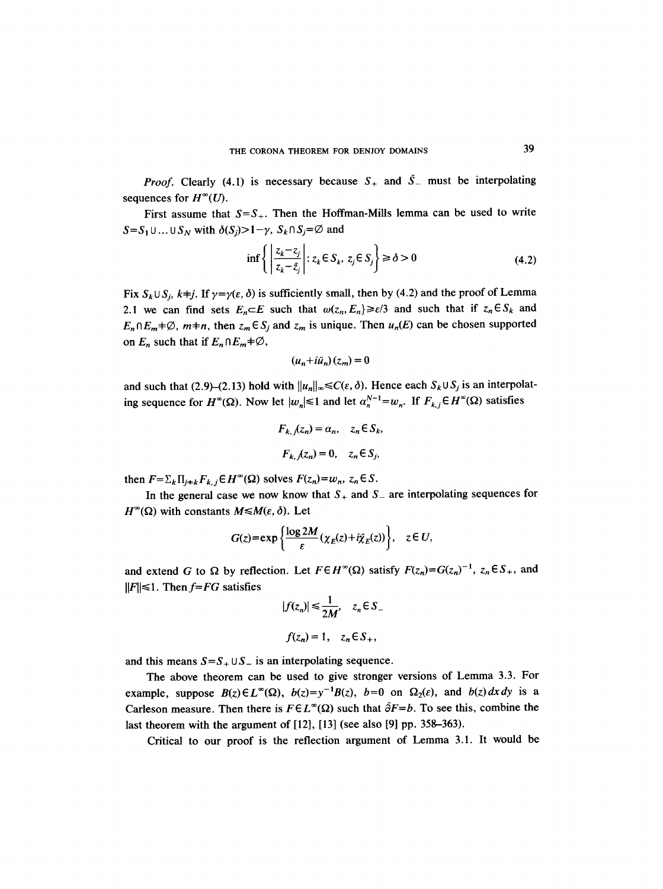*Proof.* Clearly (4.1) is necessary because $S_+$ and $\bar{S}_-$ must be interpolating sequences for $H^\infty(U)$.

First assume that $S=S_+$. Then the Hoffman-Mills lemma can be used to write $S=S_1\cup\ldots\cup S_N$ with $\delta(S_j)>1-\gamma$, $S_k\cap S_j=\emptyset$ and

$$\inf\left\{\left|\frac{z_k-z_j}{z_k-\bar{z}_j}\right| : z_k\in S_k,\ z_j\in S_j\right\}\geq\delta>0 \tag{4.2}$$

Fix $S_k\cup S_j$, $k\neq j$. If $\gamma=\gamma(\varepsilon,\delta)$ is sufficiently small, then by (4.2) and the proof of Lemma 2.1 we can find sets $E_n\subset E$ such that $\omega(z_n, E_n)\geq\varepsilon/3$ and such that if $z_n\in S_k$ and $E_n\cap E_m\neq\emptyset$, $m\neq n$, then $z_m\in S_j$ and $z_m$ is unique. Then $u_n(E)$ can be chosen supported on $E_n$ such that if $E_n\cap E_m\neq\emptyset$,

$$(u_n+i\tilde{u}_n)(z_m)=0$$

and such that (2.9)–(2.13) hold with $\|u_n\|_\infty\leq C(\varepsilon,\delta)$. Hence each $S_k\cup S_j$ is an interpolating sequence for $H^\infty(\Omega)$. Now let $|w_n|\leq 1$ and let $\alpha_n^{N-1}=w_n$. If $F_{k,j}\in H^\infty(\Omega)$ satisfies

$$F_{k,j}(z_n)=\alpha_n,\quad z_n\in S_k,$$

$$F_{k,j}(z_n)=0,\quad z_n\in S_j,$$

then $F=\Sigma_k\Pi_{j\neq k}F_{k,j}\in H^\infty(\Omega)$ solves $F(z_n)=w_n$, $z_n\in S$.

In the general case we now know that $S_+$ and $S_-$ are interpolating sequences for $H^\infty(\Omega)$ with constants $M\leq M(\varepsilon,\delta)$. Let

$$G(z)=\exp\left\{\frac{\log 2M}{\varepsilon}(\chi_E(z)+i\tilde{\chi}_E(z))\right\},\quad z\in U,$$

and extend $G$ to $\Omega$ by reflection. Let $F\in H^\infty(\Omega)$ satisfy $F(z_n)=G(z_n)^{-1}$, $z_n\in S_+$, and $\|F\|\leq 1$. Then $f=FG$ satisfies

$$|f(z_n)|\leq\frac{1}{2M},\quad z_n\in S_-$$

$$f(z_n)=1,\quad z_n\in S_+,$$

and this means $S=S_+\cup S_-$ is an interpolating sequence.

The above theorem can be used to give stronger versions of Lemma 3.3. For example, suppose $B(z)\in L^\infty(\Omega)$, $b(z)=y^{-1}B(z)$, $b=0$ on $\Omega_2(\varepsilon)$, and $b(z)\,dx\,dy$ is a Carleson measure. Then there is $F\in L^\infty(\Omega)$ such that $\bar{\partial}F=b$. To see this, combine the last theorem with the argument of [12], [13] (see also [9] pp. 358–363).

Critical to our proof is the reflection argument of Lemma 3.1. It would be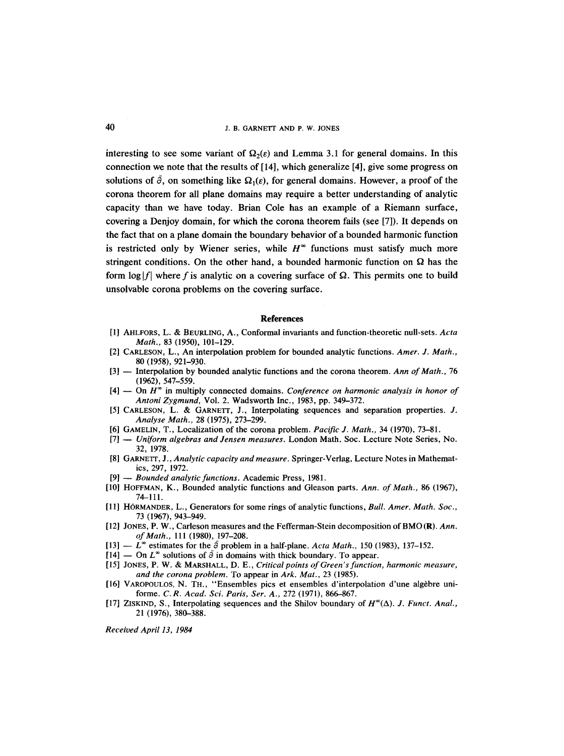interesting to see some variant of $\Omega_2(\varepsilon)$ and Lemma 3.1 for general domains. In this connection we note that the results of [14], which generalize [4], give some progress on solutions of $\bar{\partial}$, on something like $\Omega_1(\varepsilon)$, for general domains. However, a proof of the corona theorem for all plane domains may require a better understanding of analytic capacity than we have today. Brian Cole has an example of a Riemann surface, covering a Denjoy domain, for which the corona theorem fails (see [7]). It depends on the fact that on a plane domain the boundary behavior of a bounded harmonic function is restricted only by Wiener series, while $H^\infty$ functions must satisfy much more stringent conditions. On the other hand, a bounded harmonic function on $\Omega$ has the form $\log|f|$ where $f$ is analytic on a covering surface of $\Omega$. This permits one to build unsolvable corona problems on the covering surface.

## References

[1] AHLFORS, L. & BEURLING, A., Conformal invariants and function-theoretic null-sets. *Acta Math.*, 83 (1950), 101–129.

[2] CARLESON, L., An interpolation problem for bounded analytic functions. *Amer. J. Math.*, 80 (1958), 921–930.

[3] — Interpolation by bounded analytic functions and the corona theorem. *Ann of Math.*, 76 (1962), 547–559.

[4] — On $H^\infty$ in multiply connected domains. *Conference on harmonic analysis in honor of Antoni Zygmund*, Vol. 2. Wadsworth Inc., 1983, pp. 349–372.

[5] CARLESON, L. & GARNETT, J., Interpolating sequences and separation properties. *J. Analyse Math.*, 28 (1975), 273–299.

[6] GAMELIN, T., Localization of the corona problem. *Pacific J. Math.*, 34 (1970), 73–81.

[7] — *Uniform algebras and Jensen measures*. London Math. Soc. Lecture Note Series, No. 32, 1978.

[8] GARNETT, J., *Analytic capacity and measure*. Springer-Verlag, Lecture Notes in Mathematics, 297, 1972.

[9] — *Bounded analytic functions*. Academic Press, 1981.

[10] HOFFMAN, K., Bounded analytic functions and Gleason parts. *Ann. of Math.*, 86 (1967), 74–111.

[11] HÖRMANDER, L., Generators for some rings of analytic functions, *Bull. Amer. Math. Soc.*, 73 (1967), 943–949.

[12] JONES, P. W., Carleson measures and the Fefferman-Stein decomposition of BMO (**R**). *Ann. of Math.*, 111 (1980), 197–208.

[13] — $L^\infty$ estimates for the $\bar{\partial}$ problem in a half-plane. *Acta Math.*, 150 (1983), 137–152.

[14] — On $L^\infty$ solutions of $\bar{\partial}$ in domains with thick boundary. To appear.

[15] JONES, P. W. & MARSHALL, D. E., *Critical points of Green's function, harmonic measure, and the corona problem*. To appear in *Ark. Mat.*, 23 (1985).

[16] VAROPOULOS, N. TH., "Ensembles pics et ensembles d'interpolation d'une algèbre uniforme. *C.R. Acad. Sci. Paris, Ser. A.*, 272 (1971), 866–867.

[17] ZISKIND, S., Interpolating sequences and the Shilov boundary of $H^\infty(\Delta)$. *J. Funct. Anal.*, 21 (1976), 380–388.

*Received April 13, 1984*